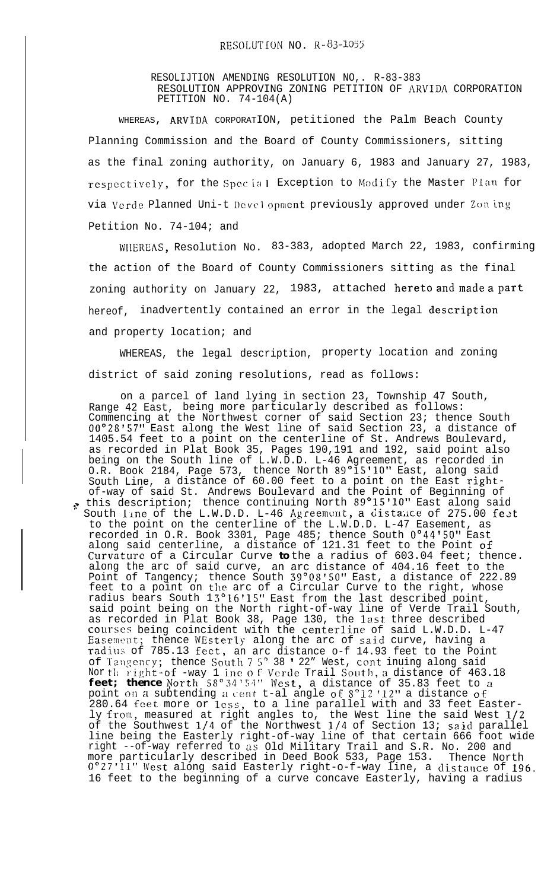# RESOLUTION NO. R-83-1055

RESOLIJTION AMENDING RESOLUTION NO,. R-83-383
RESOLUTION APPROVING ZONING PETITION OF ARVIDA CORPORATION
PETITION NO. 74-104(A)

WHEREAS, ARVIDA CORPORATION, petitioned the Palm Beach County Planning Commission and the Board of County Commissioners, sitting as the final zoning authority, on January 6, 1983 and January 27, 1983, respectively, for the Special Exception to Modify the Master Plan for via Verde Planned Uni-t Development previously approved under Zoning Petition No. 74-104; and

WHEREAS, Resolution No. 83-383, adopted March 22, 1983, confirming the action of the Board of County Commissioners sitting as the final zoning authority on January 22, 1983, attached hereto and made a part hereof, inadvertently contained an error in the legal description and property location; and

WHEREAS, the legal description, property location and zoning district of said zoning resolutions, read as follows:

on a parcel of land lying in section 23, Township 47 South, Range 42 East, being more particularly described as follows: Commencing at the Northwest corner of said Section 23; thence South 00°28'57" East along the West line of said Section 23, a distance of 1405.54 feet to a point on the centerline of St. Andrews Boulevard, as recorded in Plat Book 35, Pages 190,191 and 192, said point also being on the South line of L.W.D.D. L-46 Agreement, as recorded in O.R. Book 2184, Page 573, thence North 89°15'10" East, along said South Line, a distance of 60.00 feet to a point on the East right-of-way of said St. Andrews Boulevard and the Point of Beginning of this description; thence continuing North 89°15'10" East along said South line of the L.W.D.D. L-46 Agreement, a distance of 275.00 feet to the point on the centerline of the L.W.D.D. L-47 Easement, as recorded in O.R. Book 3301, Page 485; thence South 0°44'50" East along said centerline, a distance of 121.31 feet to the Point of Curvature of a Circular Curve **to** the a radius of 603.04 feet; thence. along the arc of said curve, an arc distance of 404.16 feet to the Point of Tangency; thence South 39°08'50" East, a distance of 222.89 feet to a point on the arc of a Circular Curve to the right, whose radius bears South 13°16'15" East from the last described point, said point being on the North right-of-way line of Verde Trail South, as recorded in Plat Book 38, Page 130, the last three described courses being coincident with the centerline of said L.W.D.D. L-47 Easement; thence WEsterly along the arc of said curve, having a radius of 785.13 feet, an arc distance o-f 14.93 feet to the Point of Tangency; thence South 75° 38' 22" West, continuing along said North right-of -way line of Verde Trail South, a distance of 463.18 **feet; thence** North 58°34'54" West, a distance of 35.83 feet to a point on a subtending a central angle of 8°12'12" a distance of 280.64 feet more or less, to a line parallel with and 33 feet Easterly from, measured at right angles to, the West line the said West 1/2 of the Southwest 1/4 of the Northwest 1/4 of Section 13; said parallel line being the Easterly right-of-way line of that certain 666 foot wide right --of-way referred to as Old Military Trail and S.R. No. 200 and more particularly described in Deed Book 533, Page 153. Thence North 0°27'11" West along said Easterly right-o-f-way line, a distance of 196. 16 feet to the beginning of a curve concave Easterly, having a radius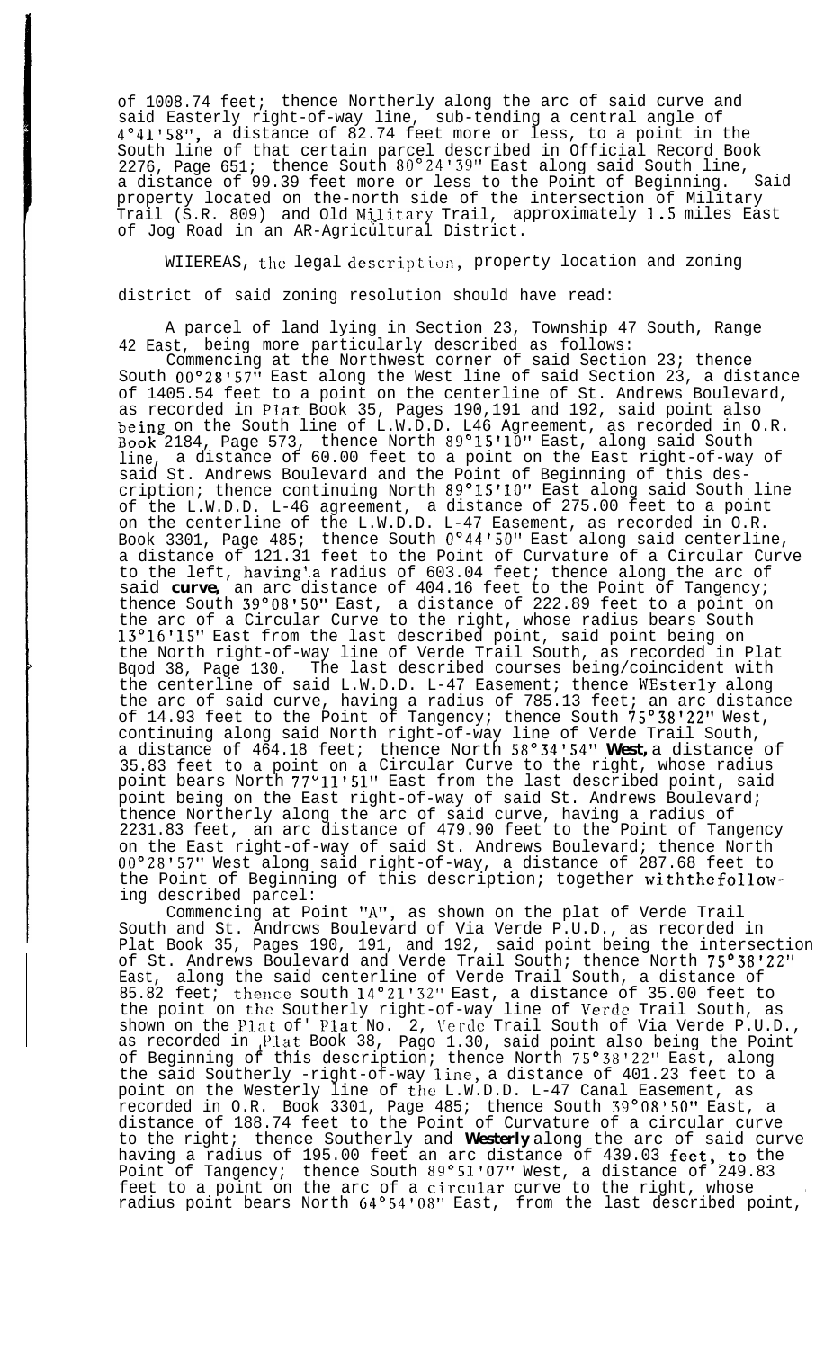of 1008.74 feet; thence Northerly along the arc of said curve and said Easterly right-of-way line, sub-tending a central angle of 4°41'58", a distance of 82.74 feet more or less, to a point in the South line of that certain parcel described in Official Record Book 2276, Page 651; thence South 80°24'39" East along said South line, a distance of 99.39 feet more or less to the Point of Beginning. Said property located on the-north side of the intersection of Military Trail (S.R. 809) and Old Military Trail, approximately 1.5 miles East of Jog Road in an AR-Agricultural District.

WIIEREAS, the legal description, property location and zoning district of said zoning resolution should have read:

A parcel of land lying in Section 23, Township 47 South, Range 42 East, being more particularly described as follows:

Commencing at the Northwest corner of said Section 23; thence South 00°28'57" East along the West line of said Section 23, a distance of 1405.54 feet to a point on the centerline of St. Andrews Boulevard, as recorded in Plat Book 35, Pages 190,191 and 192, said point also being on the South line of L.W.D.D. L46 Agreement, as recorded in O.R. Book 2184, Page 573, thence North 89°15'10" East, along said South line, a distance of 60.00 feet to a point on the East right-of-way of said St. Andrews Boulevard and the Point of Beginning of this description; thence continuing North 89°15'10" East along said South line of the L.W.D.D. L-46 agreement, a distance of 275.00 feet to a point on the centerline of the L.W.D.D. L-47 Easement, as recorded in O.R. Book 3301, Page 485; thence South 0°44'50" East along said centerline, a distance of 121.31 feet to the Point of Curvature of a Circular Curve to the left, having a radius of 603.04 feet; thence along the arc of said **curve,** an arc distance of 404.16 feet to the Point of Tangency; thence South 39°08'50" East, a distance of 222.89 feet to a point on the arc of a Circular Curve to the right, whose radius bears South 13°16'15" East from the last described point, said point being on the North right-of-way line of Verde Trail South, as recorded in Plat Bqod 38, Page 130. The last described courses being/coincident with the centerline of said L.W.D.D. L-47 Easement; thence WEsterly along the arc of said curve, having a radius of 785.13 feet; an arc distance of 14.93 feet to the Point of Tangency; thence South 75°38'22" West, continuing along said North right-of-way line of Verde Trail South, a distance of 464.18 feet; thence North 58°34'54" **West,** a distance of 35.83 feet to a point on a Circular Curve to the right, whose radius point bears North 77°11'51" East from the last described point, said point being on the East right-of-way of said St. Andrews Boulevard; thence Northerly along the arc of said curve, having a radius of 2231.83 feet, an arc distance of 479.90 feet to the Point of Tangency on the East right-of-way of said St. Andrews Boulevard; thence North 00°28'57" West along said right-of-way, a distance of 287.68 feet to the Point of Beginning of this description; together with the following described parcel:

Commencing at Point "A", as shown on the plat of Verde Trail South and St. Andrcws Boulevard of Via Verde P.U.D., as recorded in Plat Book 35, Pages 190, 191, and 192, said point being the intersection of St. Andrews Boulevard and Verde Trail South; thence North 75°38'22" East, along the said centerline of Verde Trail South, a distance of 85.82 feet; thence south 14°21'32" East, a distance of 35.00 feet to the point on the Southerly right-of-way line of Verde Trail South, as shown on the Plat of' Plat No. 2, Verde Trail South of Via Verde P.U.D., as recorded in Plat Book 38, Pago 1.30, said point also being the Point of Beginning of this description; thence North 75°38'22" East, along the said Southerly -right-of-way line, a distance of 401.23 feet to a point on the Westerly line of the L.W.D.D. L-47 Canal Easement, as recorded in O.R. Book 3301, Page 485; thence South 39°08'50" East, a distance of 188.74 feet to the Point of Curvature of a circular curve to the right; thence Southerly and **Westerly** along the arc of said curve having a radius of 195.00 feet an arc distance of 439.03 feet, to the Point of Tangency; thence South 89°51'07" West, a distance of 249.83 feet to a point on the arc of a circular curve to the right, whose radius point bears North 64°54'08" East, from the last described point,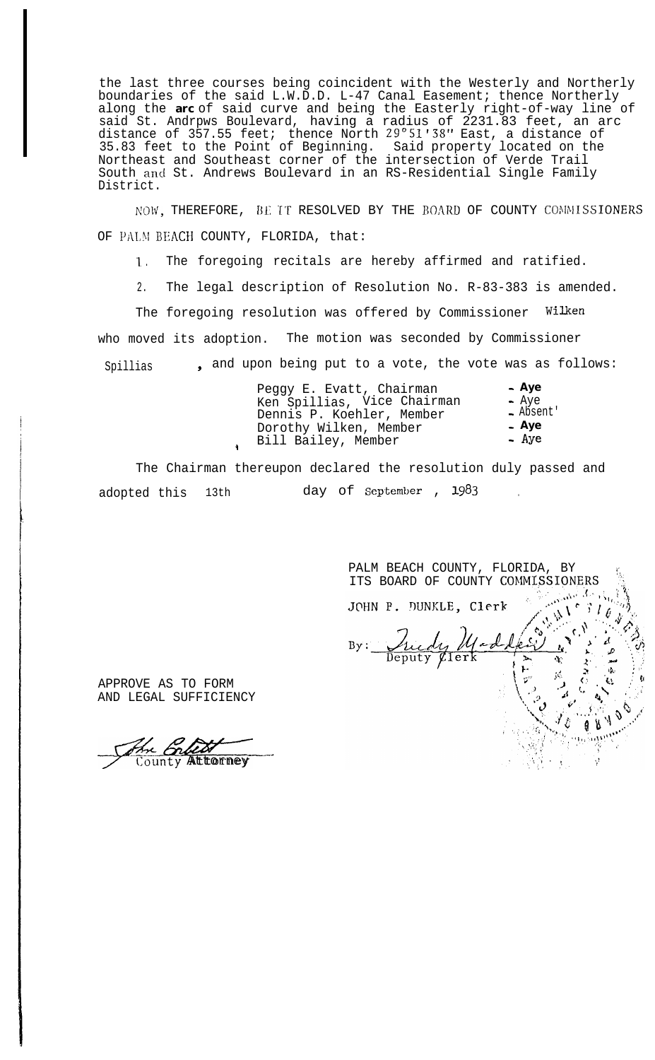the last three courses being coincident with the Westerly and Northerly boundaries of the said L.W.D.D. L-47 Canal Easement; thence Northerly along the arc of said curve and being the Easterly right-of-way line of said St. Andrpws Boulevard, having a radius of 2231.83 feet, an arc distance of 357.55 feet; thence North 29°51'38" East, a distance of 35.83 feet to the Point of Beginning. Said property located on the Northeast and Southeast corner of the intersection of Verde Trail South and St. Andrews Boulevard in an RS-Residential Single Family District.

NOW, THEREFORE, BE IT RESOLVED BY THE BOARD OF COUNTY COMMISSIONERS OF PALM BEACH COUNTY, FLORIDA, that:

1. The foregoing recitals are hereby affirmed and ratified.

2. The legal description of Resolution No. R-83-383 is amended.

The foregoing resolution was offered by Commissioner Wilken who moved its adoption. The motion was seconded by Commissioner Spillias, and upon being put to a vote, the vote was as follows:

| | |
|---|---|
| Peggy E. Evatt, Chairman | - Aye |
| Ken Spillias, Vice Chairman | - Aye |
| Dennis P. Koehler, Member | - Absent |
| Dorothy Wilken, Member | - Aye |
| Bill Bailey, Member | - Aye |

The Chairman thereupon declared the resolution duly passed and adopted this 13th day of September, 1983.

PALM BEACH COUNTY, FLORIDA, BY
ITS BOARD OF COUNTY COMMISSIONERS

JOHN B. DUNKLE, Clerk

By: Judy Madden
Deputy Clerk

APPROVE AS TO FORM
AND LEGAL SUFFICIENCY

County Attorney